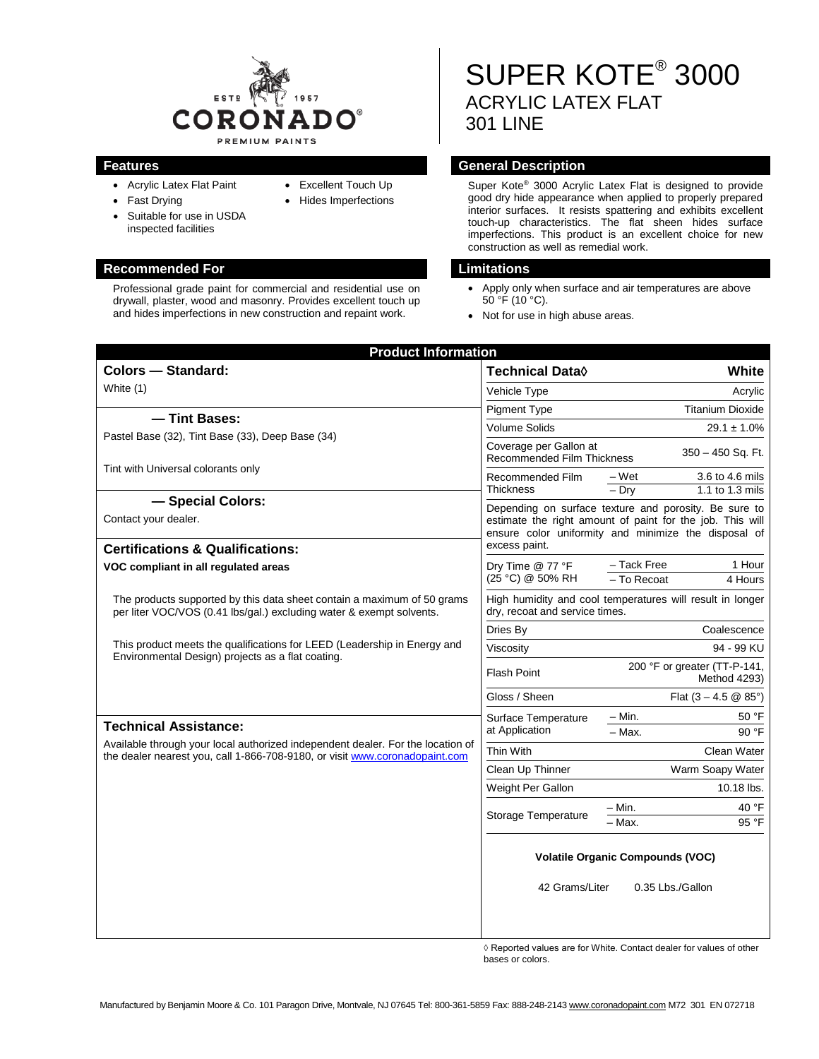ESTD 1957
CORONADO®
PREMIUM PAINTS

# SUPER KOTE® 3000
## ACRYLIC LATEX FLAT
## 301 LINE

## Features

- Acrylic Latex Flat Paint
- Fast Drying
- Suitable for use in USDA inspected facilities
- Excellent Touch Up
- Hides Imperfections

## General Description

Super Kote® 3000 Acrylic Latex Flat is designed to provide good dry hide appearance when applied to properly prepared interior surfaces. It resists spattering and exhibits excellent touch-up characteristics. The flat sheen hides surface imperfections. This product is an excellent choice for new construction as well as remedial work.

## Recommended For

Professional grade paint for commercial and residential use on drywall, plaster, wood and masonry. Provides excellent touch up and hides imperfections in new construction and repaint work.

## Limitations

- Apply only when surface and air temperatures are above 50 °F (10 °C).
- Not for use in high abuse areas.

## Product Information

### Colors — Standard:

White (1)

### — Tint Bases:

Pastel Base (32), Tint Base (33), Deep Base (34)

Tint with Universal colorants only

### — Special Colors:

Contact your dealer.

### Certifications & Qualifications:

**VOC compliant in all regulated areas**

The products supported by this data sheet contain a maximum of 50 grams per liter VOC/VOS (0.41 lbs/gal.) excluding water & exempt solvents.

This product meets the qualifications for LEED (Leadership in Energy and Environmental Design) projects as a flat coating.

### Technical Assistance:

Available through your local authorized independent dealer. For the location of the dealer nearest you, call 1-866-708-9180, or visit www.coronadopaint.com

| Technical Data◊ | | White |
|---|---|---|
| Vehicle Type | | Acrylic |
| Pigment Type | | Titanium Dioxide |
| Volume Solids | | 29.1 ± 1.0% |
| Coverage per Gallon at Recommended Film Thickness | | 350 – 450 Sq. Ft. |
| Recommended Film Thickness | – Wet | 3.6 to 4.6 mils |
| | – Dry | 1.1 to 1.3 mils |
| Depending on surface texture and porosity. Be sure to estimate the right amount of paint for the job. This will ensure color uniformity and minimize the disposal of excess paint. | | |
| Dry Time @ 77 °F (25 °C) @ 50% RH | – Tack Free | 1 Hour |
| | – To Recoat | 4 Hours |
| High humidity and cool temperatures will result in longer dry, recoat and service times. | | |
| Dries By | | Coalescence |
| Viscosity | | 94 - 99 KU |
| Flash Point | | 200 °F or greater (TT-P-141, Method 4293) |
| Gloss / Sheen | | Flat (3 – 4.5 @ 85°) |
| Surface Temperature at Application | – Min. | 50 °F |
| | – Max. | 90 °F |
| Thin With | | Clean Water |
| Clean Up Thinner | | Warm Soapy Water |
| Weight Per Gallon | | 10.18 lbs. |
| Storage Temperature | – Min. | 40 °F |
| | – Max. | 95 °F |

**Volatile Organic Compounds (VOC)**

42 Grams/Liter 0.35 Lbs./Gallon

◊ Reported values are for White. Contact dealer for values of other bases or colors.

Manufactured by Benjamin Moore & Co. 101 Paragon Drive, Montvale, NJ 07645 Tel: 800-361-5859 Fax: 888-248-2143 www.coronadopaint.com M72 301 EN 072718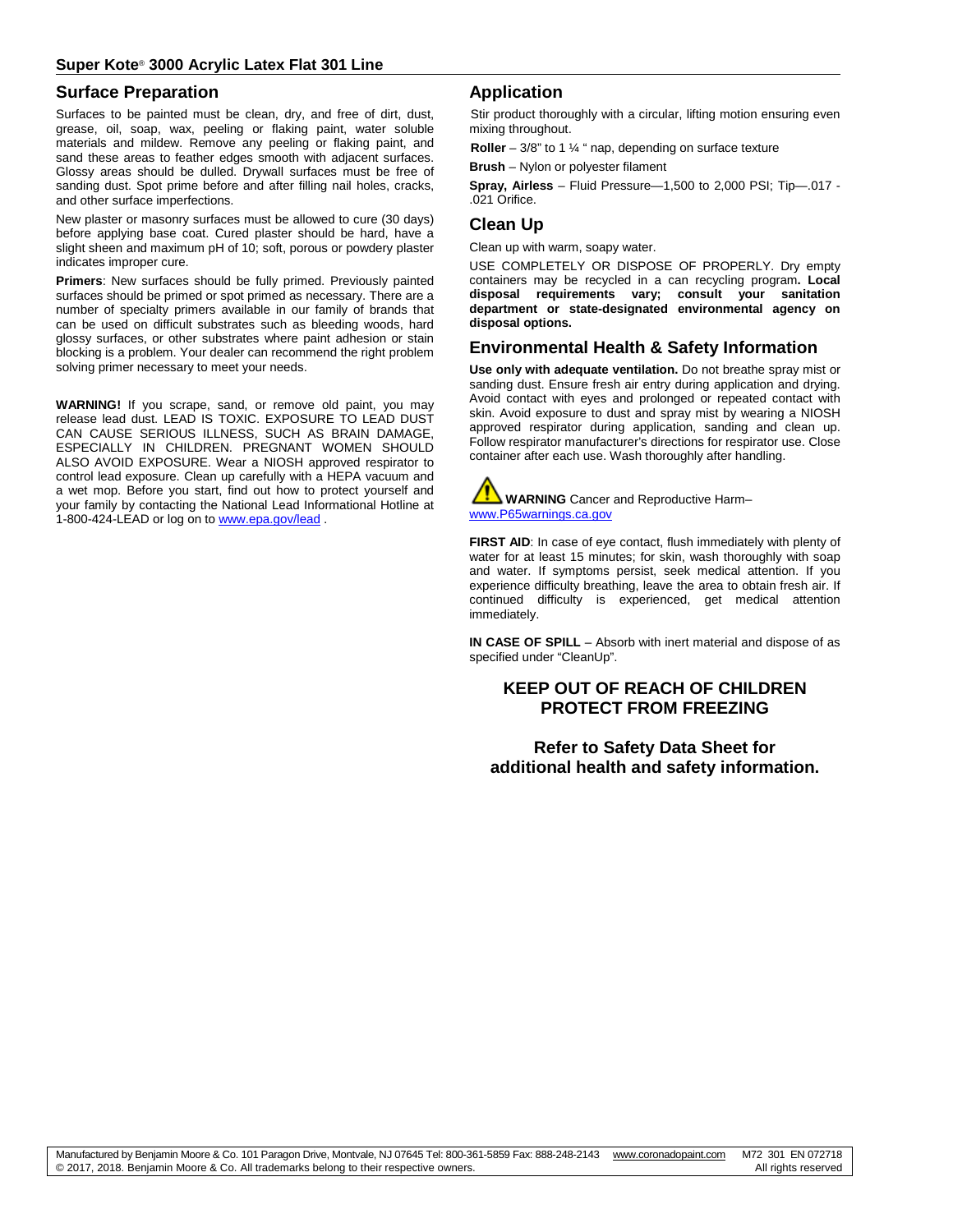**Super Kote® 3000 Acrylic Latex Flat 301 Line**

## Surface Preparation

Surfaces to be painted must be clean, dry, and free of dirt, dust, grease, oil, soap, wax, peeling or flaking paint, water soluble materials and mildew. Remove any peeling or flaking paint, and sand these areas to feather edges smooth with adjacent surfaces. Glossy areas should be dulled. Drywall surfaces must be free of sanding dust. Spot prime before and after filling nail holes, cracks, and other surface imperfections.

New plaster or masonry surfaces must be allowed to cure (30 days) before applying base coat. Cured plaster should be hard, have a slight sheen and maximum pH of 10; soft, porous or powdery plaster indicates improper cure.

**Primers**: New surfaces should be fully primed. Previously painted surfaces should be primed or spot primed as necessary. There are a number of specialty primers available in our family of brands that can be used on difficult substrates such as bleeding woods, hard glossy surfaces, or other substrates where paint adhesion or stain blocking is a problem. Your dealer can recommend the right problem solving primer necessary to meet your needs.

**WARNING!** If you scrape, sand, or remove old paint, you may release lead dust. LEAD IS TOXIC. EXPOSURE TO LEAD DUST CAN CAUSE SERIOUS ILLNESS, SUCH AS BRAIN DAMAGE, ESPECIALLY IN CHILDREN. PREGNANT WOMEN SHOULD ALSO AVOID EXPOSURE. Wear a NIOSH approved respirator to control lead exposure. Clean up carefully with a HEPA vacuum and a wet mop. Before you start, find out how to protect yourself and your family by contacting the National Lead Informational Hotline at 1-800-424-LEAD or log on to www.epa.gov/lead .

## Application

Stir product thoroughly with a circular, lifting motion ensuring even mixing throughout.

**Roller** – 3/8" to 1 ¼ " nap, depending on surface texture

**Brush** – Nylon or polyester filament

**Spray, Airless** – Fluid Pressure—1,500 to 2,000 PSI; Tip—.017 - .021 Orifice.

## Clean Up

Clean up with warm, soapy water.

USE COMPLETELY OR DISPOSE OF PROPERLY. Dry empty containers may be recycled in a can recycling program**. Local disposal requirements vary; consult your sanitation department or state-designated environmental agency on disposal options.**

## Environmental Health & Safety Information

**Use only with adequate ventilation.** Do not breathe spray mist or sanding dust. Ensure fresh air entry during application and drying. Avoid contact with eyes and prolonged or repeated contact with skin. Avoid exposure to dust and spray mist by wearing a NIOSH approved respirator during application, sanding and clean up. Follow respirator manufacturer's directions for respirator use. Close container after each use. Wash thoroughly after handling.

**WARNING** Cancer and Reproductive Harm– www.P65warnings.ca.gov

**FIRST AID**: In case of eye contact, flush immediately with plenty of water for at least 15 minutes; for skin, wash thoroughly with soap and water. If symptoms persist, seek medical attention. If you experience difficulty breathing, leave the area to obtain fresh air. If continued difficulty is experienced, get medical attention immediately.

**IN CASE OF SPILL** – Absorb with inert material and dispose of as specified under "CleanUp".

**KEEP OUT OF REACH OF CHILDREN**
**PROTECT FROM FREEZING**

**Refer to Safety Data Sheet for additional health and safety information.**

Manufactured by Benjamin Moore & Co. 101 Paragon Drive, Montvale, NJ 07645 Tel: 800-361-5859 Fax: 888-248-2143 www.coronadopaint.com M72 301 EN 072718
© 2017, 2018. Benjamin Moore & Co. All trademarks belong to their respective owners. All rights reserved